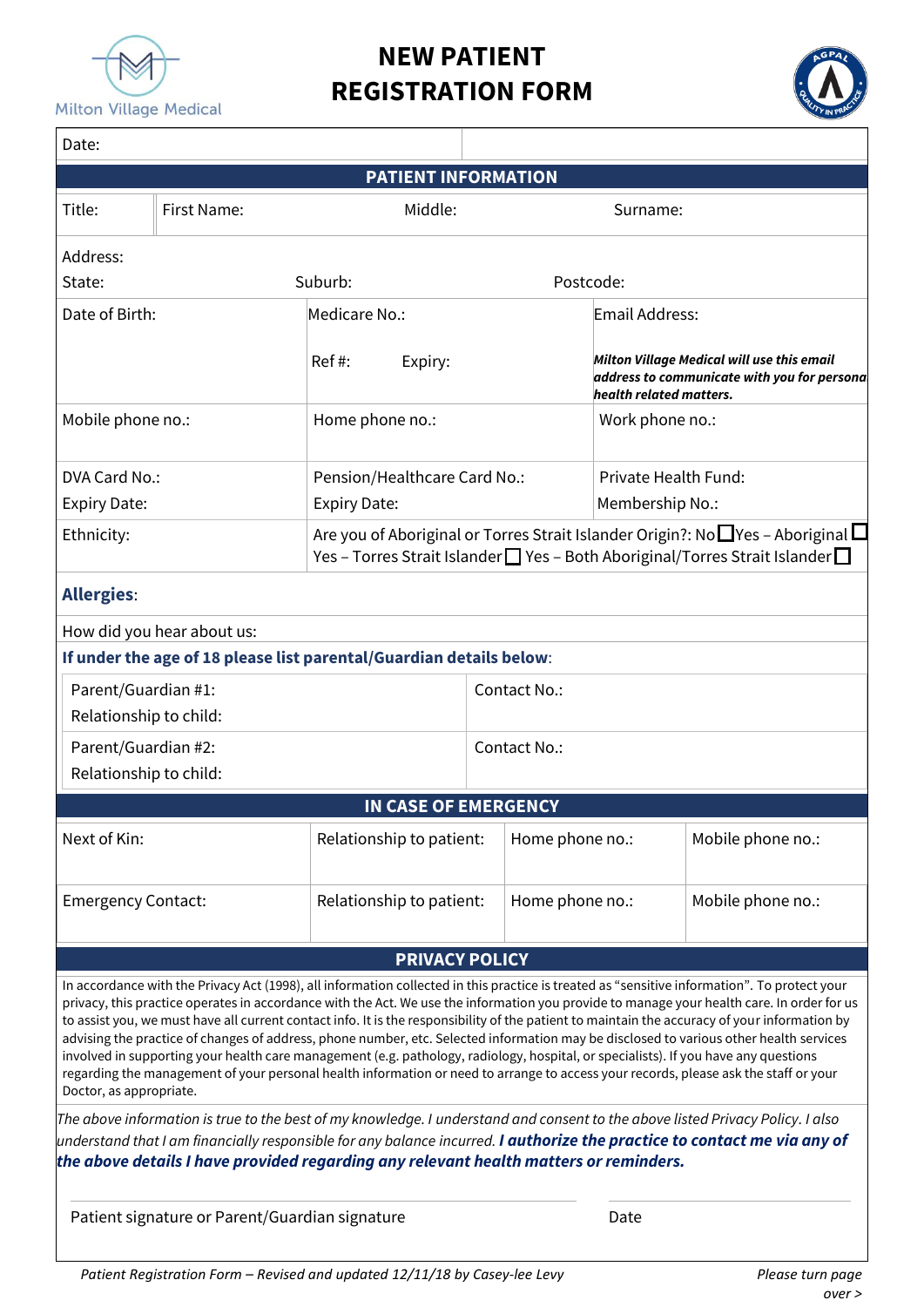Milton Village Medical

# NEW PATIENT REGISTRATION FORM

| Date: | |
|---|---|

## PATIENT INFORMATION

| Title: | First Name: | Middle: | Surname: |
|---|---|---|---|

Address:

State: Suburb: Postcode:

| Date of Birth: | Medicare No.: Ref #: Expiry: | Email Address: *Milton Village Medical will use this email address to communicate with you for personal health related matters.* |
|---|---|---|
| Mobile phone no.: | Home phone no.: | Work phone no.: |
| DVA Card No.: Expiry Date: | Pension/Healthcare Card No.: Expiry Date: | Private Health Fund: Membership No.: |
| Ethnicity: | Are you of Aboriginal or Torres Strait Islander Origin?: No ☐ Yes – Aboriginal ☐ Yes – Torres Strait Islander ☐ Yes – Both Aboriginal/Torres Strait Islander ☐ | |

**Allergies**:

How did you hear about us:

**If under the age of 18 please list parental/Guardian details below**:

| Parent/Guardian #1: Relationship to child: | Contact No.: |
|---|---|
| Parent/Guardian #2: Relationship to child: | Contact No.: |

## IN CASE OF EMERGENCY

| Next of Kin: | Relationship to patient: | Home phone no.: | Mobile phone no.: |
|---|---|---|---|
| Emergency Contact: | Relationship to patient: | Home phone no.: | Mobile phone no.: |

## PRIVACY POLICY

In accordance with the Privacy Act (1998), all information collected in this practice is treated as "sensitive information". To protect your privacy, this practice operates in accordance with the Act. We use the information you provide to manage your health care. In order for us to assist you, we must have all current contact info. It is the responsibility of the patient to maintain the accuracy of your information by advising the practice of changes of address, phone number, etc. Selected information may be disclosed to various other health services involved in supporting your health care management (e.g. pathology, radiology, hospital, or specialists). If you have any questions regarding the management of your personal health information or need to arrange to access your records, please ask the staff or your Doctor, as appropriate.

*The above information is true to the best of my knowledge. I understand and consent to the above listed Privacy Policy. I also understand that I am financially responsible for any balance incurred.* ***I authorize the practice to contact me via any of the above details I have provided regarding any relevant health matters or reminders.***

Patient signature or Parent/Guardian signature ____________________ Date ____________________

*Patient Registration Form – Revised and updated 12/11/18 by Casey-lee Levy*

*Please turn page over >*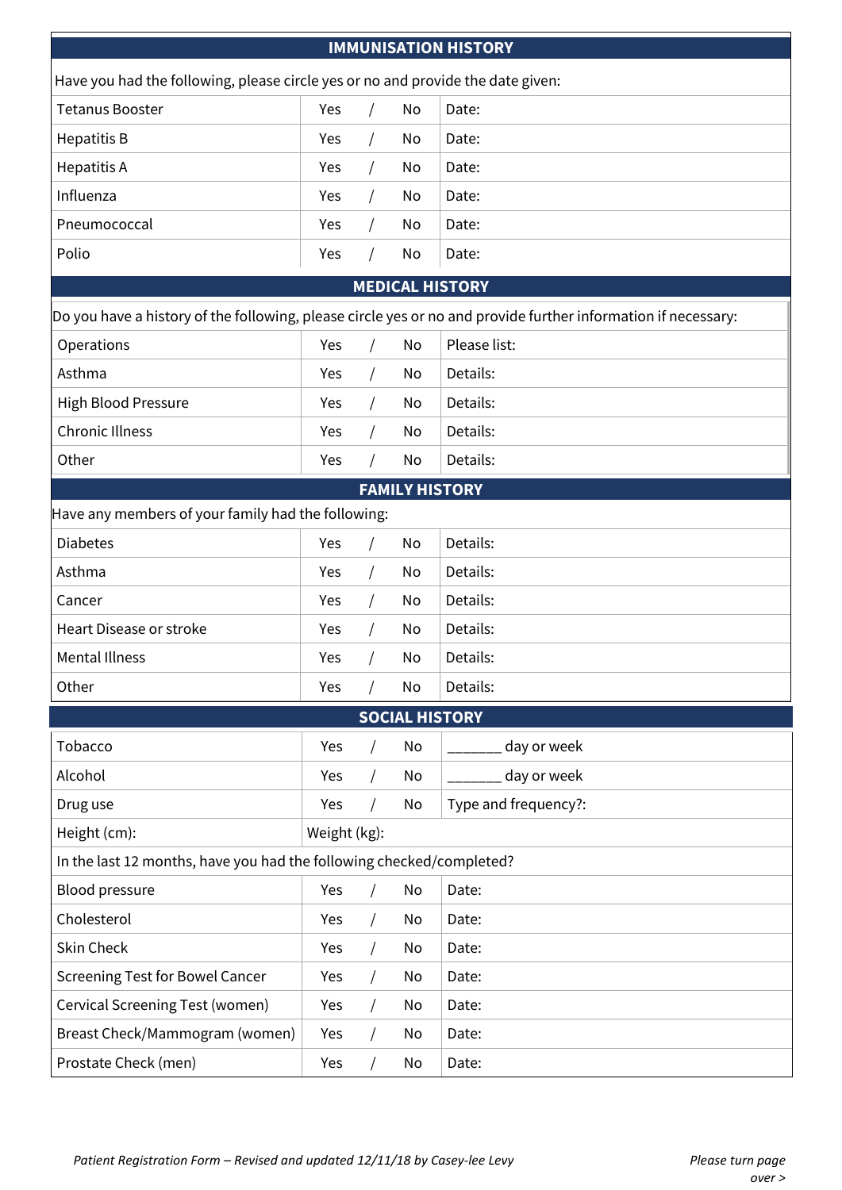## IMMUNISATION HISTORY

Have you had the following, please circle yes or no and provide the date given:

| | | |
|---|---|---|
| Tetanus Booster | Yes / No | Date: |
| Hepatitis B | Yes / No | Date: |
| Hepatitis A | Yes / No | Date: |
| Influenza | Yes / No | Date: |
| Pneumococcal | Yes / No | Date: |
| Polio | Yes / No | Date: |

## MEDICAL HISTORY

Do you have a history of the following, please circle yes or no and provide further information if necessary:

| | | |
|---|---|---|
| Operations | Yes / No | Please list: |
| Asthma | Yes / No | Details: |
| High Blood Pressure | Yes / No | Details: |
| Chronic Illness | Yes / No | Details: |
| Other | Yes / No | Details: |

## FAMILY HISTORY

Have any members of your family had the following:

| | | |
|---|---|---|
| Diabetes | Yes / No | Details: |
| Asthma | Yes / No | Details: |
| Cancer | Yes / No | Details: |
| Heart Disease or stroke | Yes / No | Details: |
| Mental Illness | Yes / No | Details: |
| Other | Yes / No | Details: |

## SOCIAL HISTORY

| | | |
|---|---|---|
| Tobacco | Yes / No | _______ day or week |
| Alcohol | Yes / No | _______ day or week |
| Drug use | Yes / No | Type and frequency?: |
| Height (cm): | Weight (kg): | |

In the last 12 months, have you had the following checked/completed?

| | | |
|---|---|---|
| Blood pressure | Yes / No | Date: |
| Cholesterol | Yes / No | Date: |
| Skin Check | Yes / No | Date: |
| Screening Test for Bowel Cancer | Yes / No | Date: |
| Cervical Screening Test (women) | Yes / No | Date: |
| Breast Check/Mammogram (women) | Yes / No | Date: |
| Prostate Check (men) | Yes / No | Date: |

*Patient Registration Form – Revised and updated 12/11/18 by Casey-lee Levy*

*Please turn page over >*